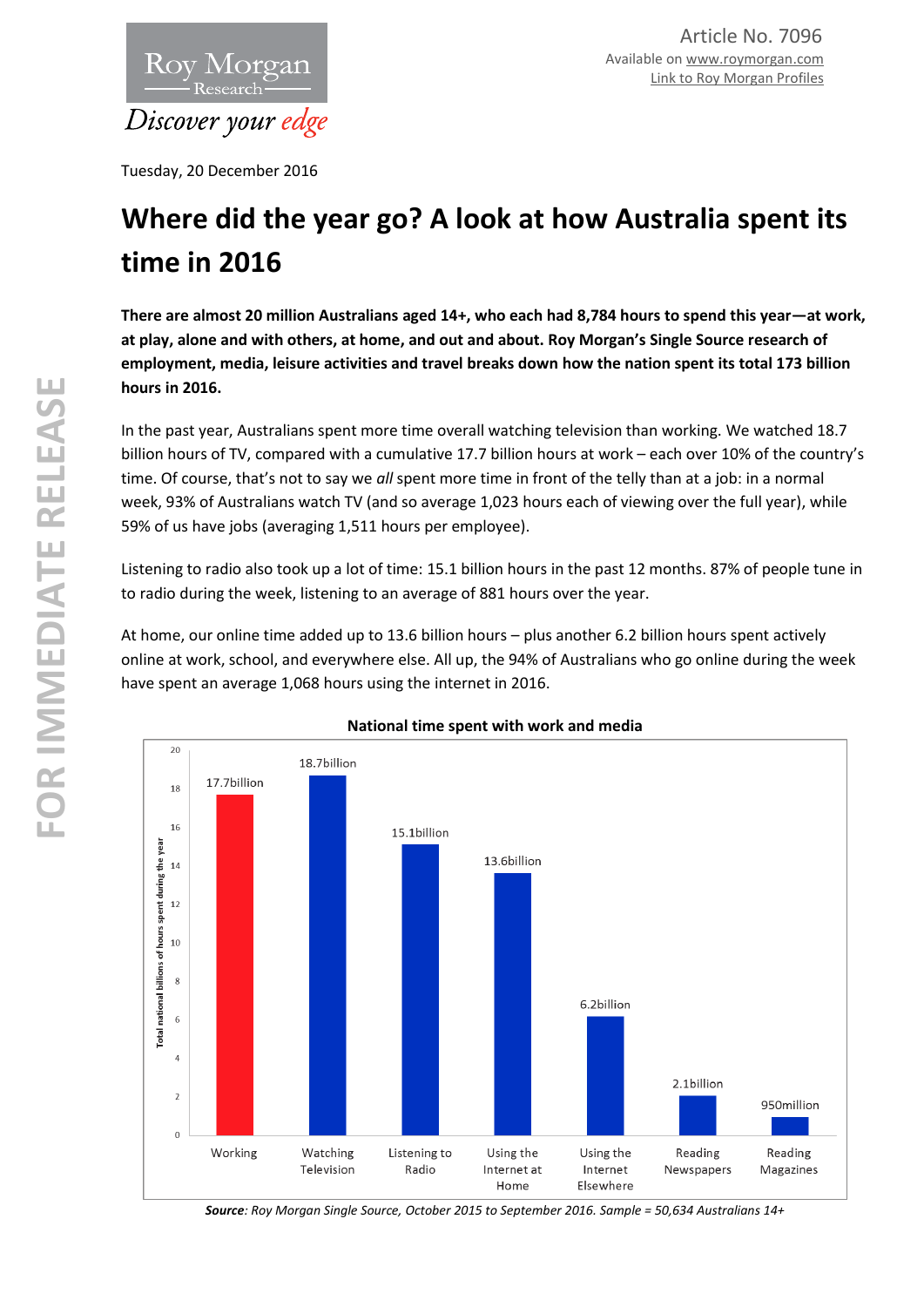Roy Morgan Research

*Discover your edge*

Article No. 7096
Available on www.roymorgan.com
Link to Roy Morgan Profiles

Tuesday, 20 December 2016

# Where did the year go? A look at how Australia spent its time in 2016

**There are almost 20 million Australians aged 14+, who each had 8,784 hours to spend this year—at work, at play, alone and with others, at home, and out and about. Roy Morgan's Single Source research of employment, media, leisure activities and travel breaks down how the nation spent its total 173 billion hours in 2016.**

In the past year, Australians spent more time overall watching television than working. We watched 18.7 billion hours of TV, compared with a cumulative 17.7 billion hours at work – each over 10% of the country's time. Of course, that's not to say we *all* spent more time in front of the telly than at a job: in a normal week, 93% of Australians watch TV (and so average 1,023 hours each of viewing over the full year), while 59% of us have jobs (averaging 1,511 hours per employee).

Listening to radio also took up a lot of time: 15.1 billion hours in the past 12 months. 87% of people tune in to radio during the week, listening to an average of 881 hours over the year.

At home, our online time added up to 13.6 billion hours – plus another 6.2 billion hours spent actively online at work, school, and everywhere else. All up, the 94% of Australians who go online during the week have spent an average 1,068 hours using the internet in 2016.

**National time spent with work and media**

| Activity | Total national billions of hours spent during the year |
|---|---|
| Working | 17.7billion |
| Watching Television | 18.7billion |
| Listening to Radio | 15.1billion |
| Using the Internet at Home | 13.6billion |
| Using the Internet Elsewhere | 6.2billion |
| Reading Newspapers | 2.1billion |
| Reading Magazines | 950million |

***Source**: Roy Morgan Single Source, October 2015 to September 2016. Sample = 50,634 Australians 14+*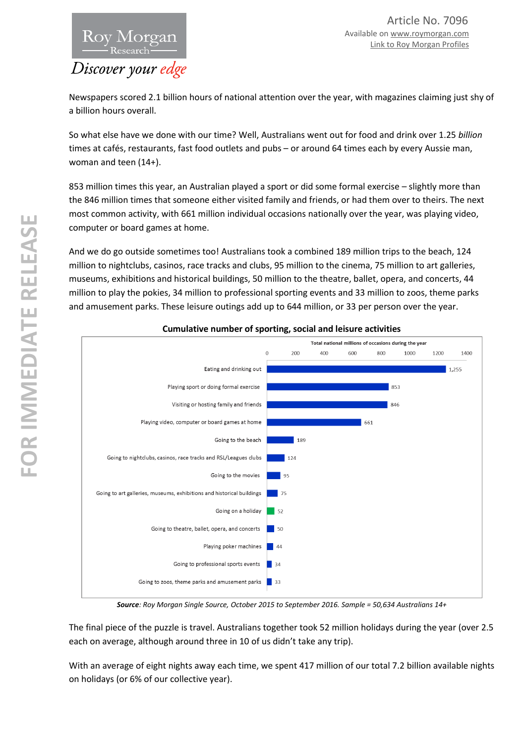Newspapers scored 2.1 billion hours of national attention over the year, with magazines claiming just shy of a billion hours overall.

So what else have we done with our time? Well, Australians went out for food and drink over 1.25 *billion* times at cafés, restaurants, fast food outlets and pubs – or around 64 times each by every Aussie man, woman and teen (14+).

853 million times this year, an Australian played a sport or did some formal exercise – slightly more than the 846 million times that someone either visited family and friends, or had them over to theirs. The next most common activity, with 661 million individual occasions nationally over the year, was playing video, computer or board games at home.

And we do go outside sometimes too! Australians took a combined 189 million trips to the beach, 124 million to nightclubs, casinos, race tracks and clubs, 95 million to the cinema, 75 million to art galleries, museums, exhibitions and historical buildings, 50 million to the theatre, ballet, opera, and concerts, 44 million to play the pokies, 34 million to professional sporting events and 33 million to zoos, theme parks and amusement parks. These leisure outings add up to 644 million, or 33 per person over the year.

**Cumulative number of sporting, social and leisure activities**

Total national millions of occasions during the year

0 200 400 600 800 1000 1200 1400

Eating and drinking out 1,255
Playing sport or doing formal exercise 853
Visiting or hosting family and friends 846
Playing video, computer or board games at home 661
Going to the beach 189
Going to nightclubs, casinos, race tracks and RSL/Leagues clubs 124
Going to the movies 95
Going to art galleries, museums, exhibitions and historical buildings 75
Going on a holiday 52
Going to theatre, ballet, opera, and concerts 50
Playing poker machines 44
Going to professional sports events 34
Going to zoos, theme parks and amusement parks 33

***Source**: Roy Morgan Single Source, October 2015 to September 2016. Sample = 50,634 Australians 14+*

The final piece of the puzzle is travel. Australians together took 52 million holidays during the year (over 2.5 each on average, although around three in 10 of us didn't take any trip).

With an average of eight nights away each time, we spent 417 million of our total 7.2 billion available nights on holidays (or 6% of our collective year).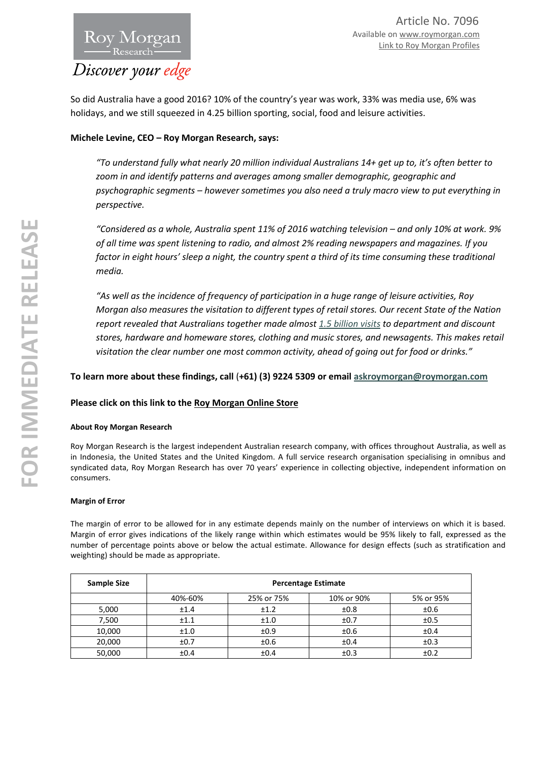So did Australia have a good 2016? 10% of the country's year was work, 33% was media use, 6% was holidays, and we still squeezed in 4.25 billion sporting, social, food and leisure activities.

**Michele Levine, CEO – Roy Morgan Research, says:**

> *"To understand fully what nearly 20 million individual Australians 14+ get up to, it's often better to zoom in and identify patterns and averages among smaller demographic, geographic and psychographic segments – however sometimes you also need a truly macro view to put everything in perspective.*
>
> *"Considered as a whole, Australia spent 11% of 2016 watching television – and only 10% at work. 9% of all time was spent listening to radio, and almost 2% reading newspapers and magazines. If you factor in eight hours' sleep a night, the country spent a third of its time consuming these traditional media.*
>
> *"As well as the incidence of frequency of participation in a huge range of leisure activities, Roy Morgan also measures the visitation to different types of retail stores. Our recent State of the Nation report revealed that Australians together made almost 1.5 billion visits to department and discount stores, hardware and homeware stores, clothing and music stores, and newsagents. This makes retail visitation the clear number one most common activity, ahead of going out for food or drinks."*

**To learn more about these findings, call (+61) (3) 9224 5309 or email askroymorgan@roymorgan.com**

**Please click on this link to the Roy Morgan Online Store**

#### About Roy Morgan Research

Roy Morgan Research is the largest independent Australian research company, with offices throughout Australia, as well as in Indonesia, the United States and the United Kingdom. A full service research organisation specialising in omnibus and syndicated data, Roy Morgan Research has over 70 years' experience in collecting objective, independent information on consumers.

#### Margin of Error

The margin of error to be allowed for in any estimate depends mainly on the number of interviews on which it is based. Margin of error gives indications of the likely range within which estimates would be 95% likely to fall, expressed as the number of percentage points above or below the actual estimate. Allowance for design effects (such as stratification and weighting) should be made as appropriate.

| Sample Size | Percentage Estimate | | | |
|---|---|---|---|---|
| | 40%-60% | 25% or 75% | 10% or 90% | 5% or 95% |
| 5,000 | ±1.4 | ±1.2 | ±0.8 | ±0.6 |
| 7,500 | ±1.1 | ±1.0 | ±0.7 | ±0.5 |
| 10,000 | ±1.0 | ±0.9 | ±0.6 | ±0.4 |
| 20,000 | ±0.7 | ±0.6 | ±0.4 | ±0.3 |
| 50,000 | ±0.4 | ±0.4 | ±0.3 | ±0.2 |